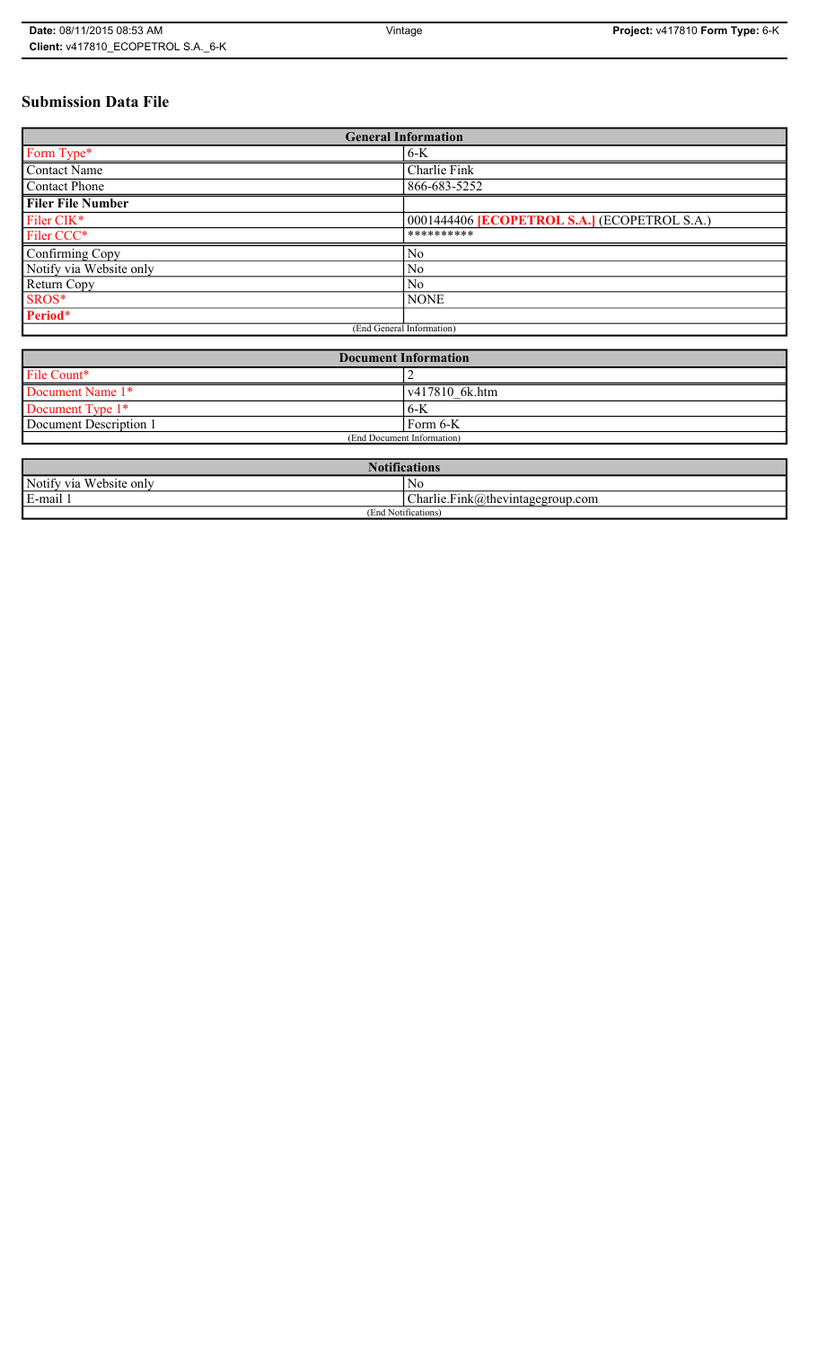# Submission Data File

| General Information | |
|---|---|
| Form Type* | 6-K |
| Contact Name | Charlie Fink |
| Contact Phone | 866-683-5252 |
| **Filer File Number** | |
| Filer CIK* | 0001444406 **[ECOPETROL S.A.]** (ECOPETROL S.A.) |
| Filer CCC* | ********** |
| Confirming Copy | No |
| Notify via Website only | No |
| Return Copy | No |
| SROS* | NONE |
| **Period*** | |
| (End General Information) | |

| Document Information | |
|---|---|
| File Count* | 2 |
| Document Name 1* | v417810_6k.htm |
| Document Type 1* | 6-K |
| Document Description 1 | Form 6-K |
| (End Document Information) | |

| Notifications | |
|---|---|
| Notify via Website only | No |
| E-mail 1 | Charlie.Fink@thevintagegroup.com |
| (End Notifications) | |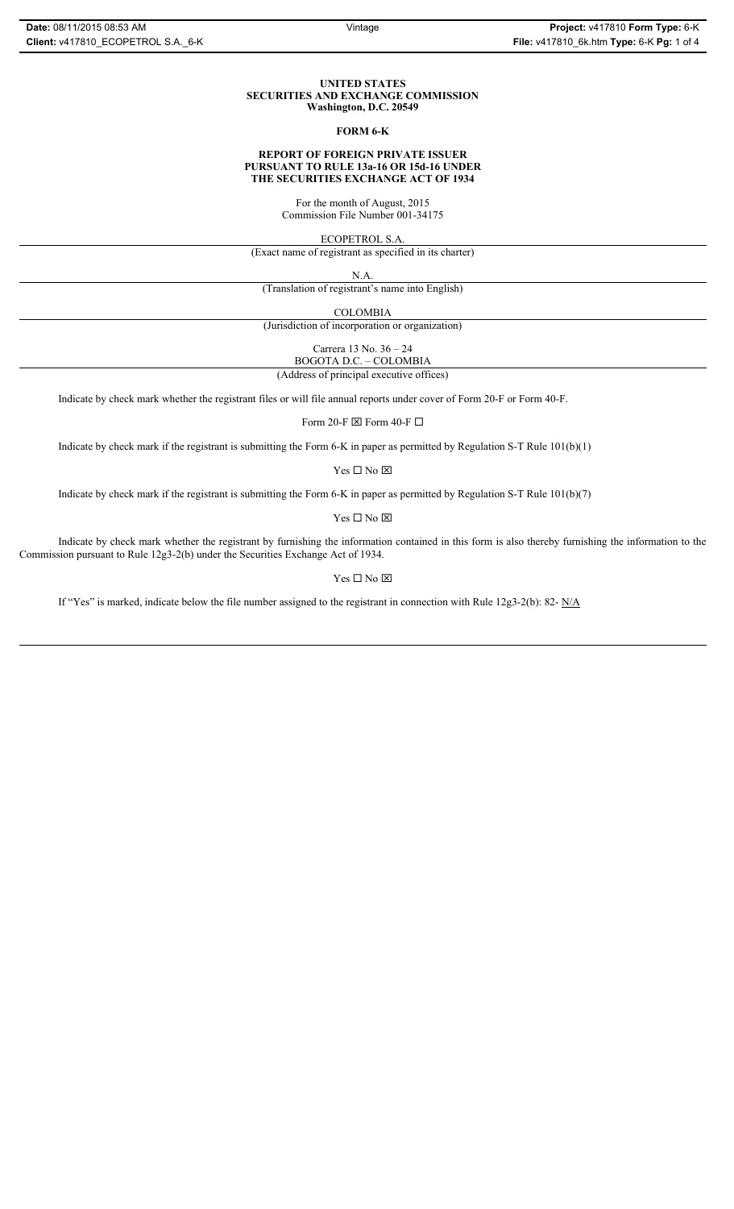**UNITED STATES**
**SECURITIES AND EXCHANGE COMMISSION**
**Washington, D.C. 20549**

**FORM 6-K**

**REPORT OF FOREIGN PRIVATE ISSUER**
**PURSUANT TO RULE 13a-16 OR 15d-16 UNDER**
**THE SECURITIES EXCHANGE ACT OF 1934**

For the month of August, 2015
Commission File Number 001-34175

ECOPETROL S.A.

(Exact name of registrant as specified in its charter)

N.A.

(Translation of registrant's name into English)

COLOMBIA

(Jurisdiction of incorporation or organization)

Carrera 13 No. 36 – 24
BOGOTA D.C. – COLOMBIA

(Address of principal executive offices)

Indicate by check mark whether the registrant files or will file annual reports under cover of Form 20-F or Form 40-F.

Form 20-F ☒ Form 40-F ☐

Indicate by check mark if the registrant is submitting the Form 6-K in paper as permitted by Regulation S-T Rule 101(b)(1)

Yes ☐ No ☒

Indicate by check mark if the registrant is submitting the Form 6-K in paper as permitted by Regulation S-T Rule 101(b)(7)

Yes ☐ No ☒

Indicate by check mark whether the registrant by furnishing the information contained in this form is also thereby furnishing the information to the Commission pursuant to Rule 12g3-2(b) under the Securities Exchange Act of 1934.

Yes ☐ No ☒

If "Yes" is marked, indicate below the file number assigned to the registrant in connection with Rule 12g3-2(b): 82- N/A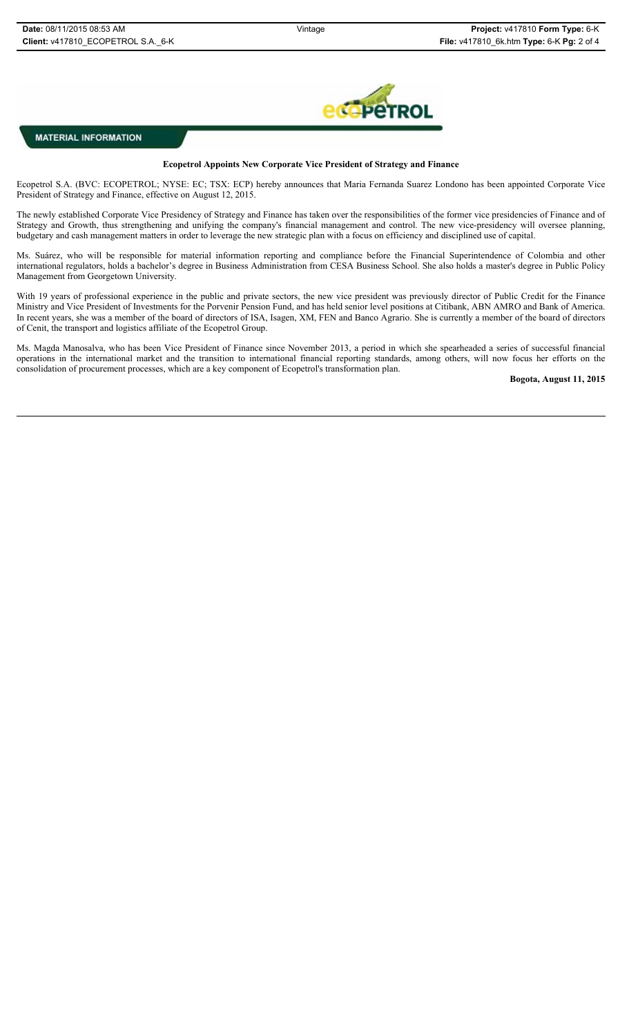**MATERIAL INFORMATION**

**Ecopetrol Appoints New Corporate Vice President of Strategy and Finance**

Ecopetrol S.A. (BVC: ECOPETROL; NYSE: EC; TSX: ECP) hereby announces that Maria Fernanda Suarez Londono has been appointed Corporate Vice President of Strategy and Finance, effective on August 12, 2015.

The newly established Corporate Vice Presidency of Strategy and Finance has taken over the responsibilities of the former vice presidencies of Finance and of Strategy and Growth, thus strengthening and unifying the company's financial management and control. The new vice-presidency will oversee planning, budgetary and cash management matters in order to leverage the new strategic plan with a focus on efficiency and disciplined use of capital.

Ms. Suárez, who will be responsible for material information reporting and compliance before the Financial Superintendence of Colombia and other international regulators, holds a bachelor's degree in Business Administration from CESA Business School. She also holds a master's degree in Public Policy Management from Georgetown University.

With 19 years of professional experience in the public and private sectors, the new vice president was previously director of Public Credit for the Finance Ministry and Vice President of Investments for the Porvenir Pension Fund, and has held senior level positions at Citibank, ABN AMRO and Bank of America. In recent years, she was a member of the board of directors of ISA, Isagen, XM, FEN and Banco Agrario. She is currently a member of the board of directors of Cenit, the transport and logistics affiliate of the Ecopetrol Group.

Ms. Magda Manosalva, who has been Vice President of Finance since November 2013, a period in which she spearheaded a series of successful financial operations in the international market and the transition to international financial reporting standards, among others, will now focus her efforts on the consolidation of procurement processes, which are a key component of Ecopetrol's transformation plan.

**Bogota, August 11, 2015**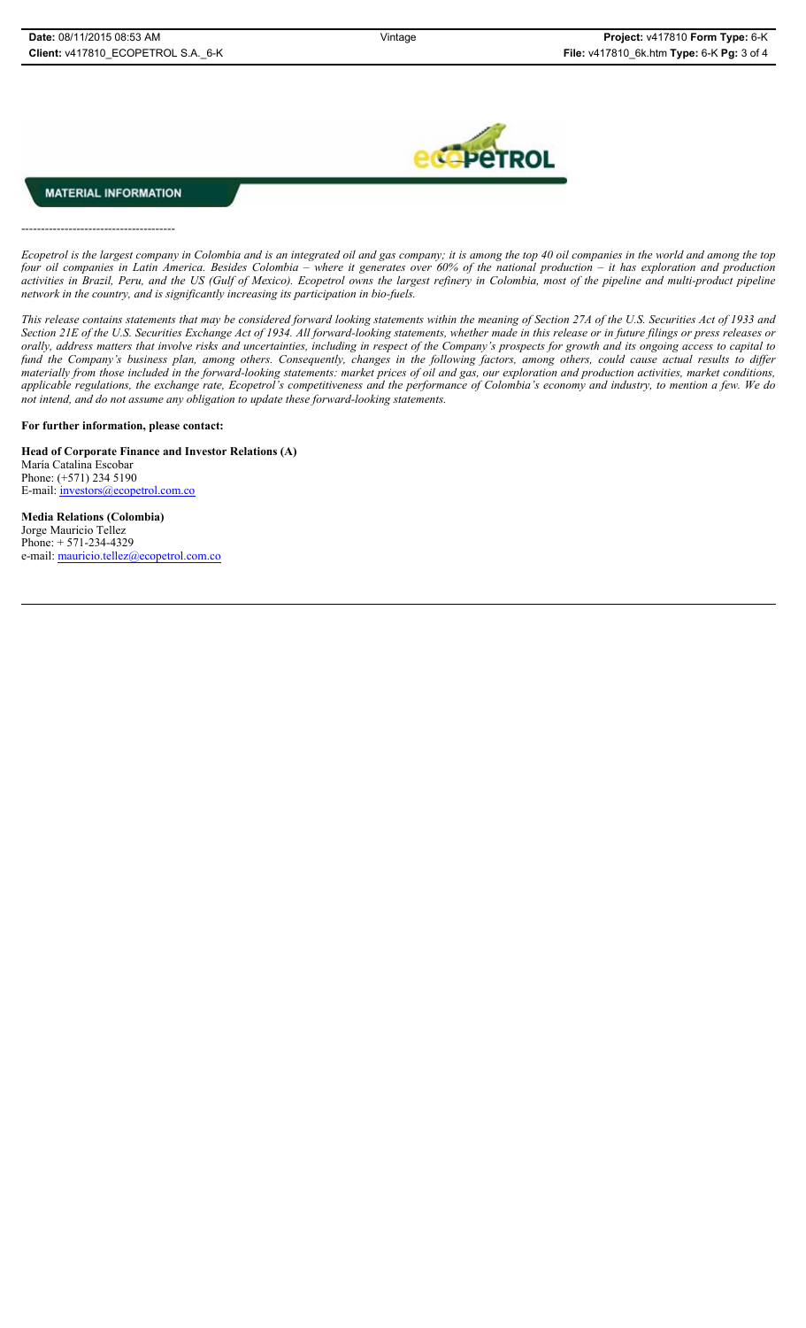**MATERIAL INFORMATION**

---------------------------------------

*Ecopetrol is the largest company in Colombia and is an integrated oil and gas company; it is among the top 40 oil companies in the world and among the top four oil companies in Latin America. Besides Colombia – where it generates over 60% of the national production – it has exploration and production activities in Brazil, Peru, and the US (Gulf of Mexico). Ecopetrol owns the largest refinery in Colombia, most of the pipeline and multi-product pipeline network in the country, and is significantly increasing its participation in bio-fuels.*

*This release contains statements that may be considered forward looking statements within the meaning of Section 27A of the U.S. Securities Act of 1933 and Section 21E of the U.S. Securities Exchange Act of 1934. All forward-looking statements, whether made in this release or in future filings or press releases or orally, address matters that involve risks and uncertainties, including in respect of the Company's prospects for growth and its ongoing access to capital to fund the Company's business plan, among others. Consequently, changes in the following factors, among others, could cause actual results to differ materially from those included in the forward-looking statements: market prices of oil and gas, our exploration and production activities, market conditions, applicable regulations, the exchange rate, Ecopetrol's competitiveness and the performance of Colombia's economy and industry, to mention a few. We do not intend, and do not assume any obligation to update these forward-looking statements.*

**For further information, please contact:**

**Head of Corporate Finance and Investor Relations (A)**
María Catalina Escobar
Phone: (+571) 234 5190
E-mail: investors@ecopetrol.com.co

**Media Relations (Colombia)**
Jorge Mauricio Tellez
Phone: + 571-234-4329
e-mail: mauricio.tellez@ecopetrol.com.co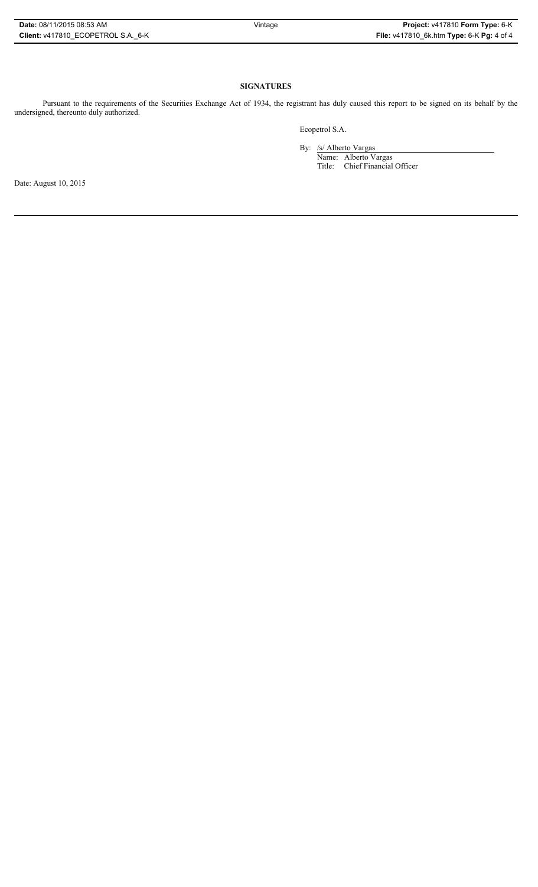## SIGNATURES

Pursuant to the requirements of the Securities Exchange Act of 1934, the registrant has duly caused this report to be signed on its behalf by the undersigned, thereunto duly authorized.

Ecopetrol S.A.

By: /s/ Alberto Vargas

Name: Alberto Vargas

Title: Chief Financial Officer

Date: August 10, 2015